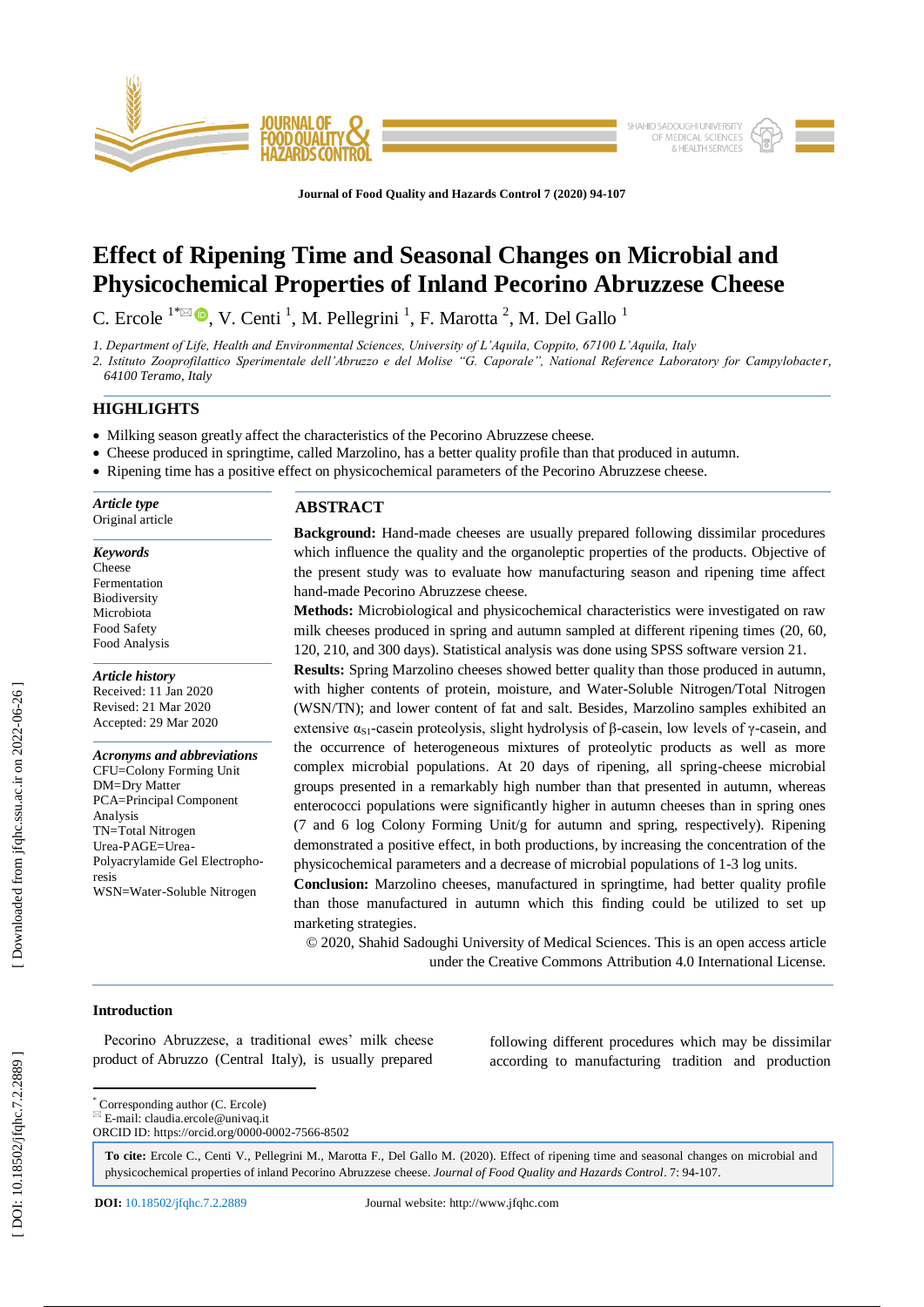# Effect of Ripening Time and Seasonal Changes on Microbial and Physicochemical Properties of Inland Pecorino Abruzzese Cheese

C. Ercole [1*], V. Centi [1], M. Pellegrini [1], F. Marotta [2], M. Del Gallo [1]

1. Department of Life, Health and Environmental Sciences, University of L'Aquila, Coppito, 67100 L'Aquila, Italy
2. Istituto Zooprofilattico Sperimentale dell'Abruzzo e del Molise "G. Caporale", National Reference Laboratory for Campylobacter, 64100 Teramo, Italy

## HIGHLIGHTS

- Milking season greatly affect the characteristics of the Pecorino Abruzzese cheese.
- Cheese produced in springtime, called Marzolino, has a better quality profile than that produced in autumn.
- Ripening time has a positive effect on physicochemical parameters of the Pecorino Abruzzese cheese.

***Article type***
Original article

***Keywords***
Cheese
Fermentation
Biodiversity
Microbiota
Food Safety
Food Analysis

***Article history***
Received: 11 Jan 2020
Revised: 21 Mar 2020
Accepted: 29 Mar 2020

***Acronyms and abbreviations***
CFU=Colony Forming Unit
DM=Dry Matter
PCA=Principal Component Analysis
TN=Total Nitrogen
Urea-PAGE=Urea-Polyacrylamide Gel Electrophoresis
WSN=Water-Soluble Nitrogen

## ABSTRACT

**Background:** Hand-made cheeses are usually prepared following dissimilar procedures which influence the quality and the organoleptic properties of the products. Objective of the present study was to evaluate how manufacturing season and ripening time affect hand-made Pecorino Abruzzese cheese.

**Methods:** Microbiological and physicochemical characteristics were investigated on raw milk cheeses produced in spring and autumn sampled at different ripening times (20, 60, 120, 210, and 300 days). Statistical analysis was done using SPSS software version 21.

**Results:** Spring Marzolino cheeses showed better quality than those produced in autumn, with higher contents of protein, moisture, and Water-Soluble Nitrogen/Total Nitrogen (WSN/TN); and lower content of fat and salt. Besides, Marzolino samples exhibited an extensive $\alpha_{S1}$-casein proteolysis, slight hydrolysis of β-casein, low levels of γ-casein, and the occurrence of heterogeneous mixtures of proteolytic products as well as more complex microbial populations. At 20 days of ripening, all spring-cheese microbial groups presented in a remarkably high number than that presented in autumn, whereas enterococci populations were significantly higher in autumn cheeses than in spring ones (7 and 6 log Colony Forming Unit/g for autumn and spring, respectively). Ripening demonstrated a positive effect, in both productions, by increasing the concentration of the physicochemical parameters and a decrease of microbial populations of 1-3 log units.

**Conclusion:** Marzolino cheeses, manufactured in springtime, had better quality profile than those manufactured in autumn which this finding could be utilized to set up marketing strategies.

© 2020, Shahid Sadoughi University of Medical Sciences. This is an open access article under the Creative Commons Attribution 4.0 International License.

## Introduction

Pecorino Abruzzese, a traditional ewes' milk cheese product of Abruzzo (Central Italy), is usually prepared following different procedures which may be dissimilar according to manufacturing tradition and production

* Corresponding author (C. Ercole)
E-mail: claudia.ercole@univaq.it
ORCID ID: https://orcid.org/0000-0002-7566-8502

**To cite:** Ercole C., Centi V., Pellegrini M., Marotta F., Del Gallo M. (2020). Effect of ripening time and seasonal changes on microbial and physicochemical properties of inland Pecorino Abruzzese cheese. *Journal of Food Quality and Hazards Control*. 7: 94-107.

**DOI:** 10.18502/jfqhc.7.2.2889
Journal website: http://www.jfqhc.com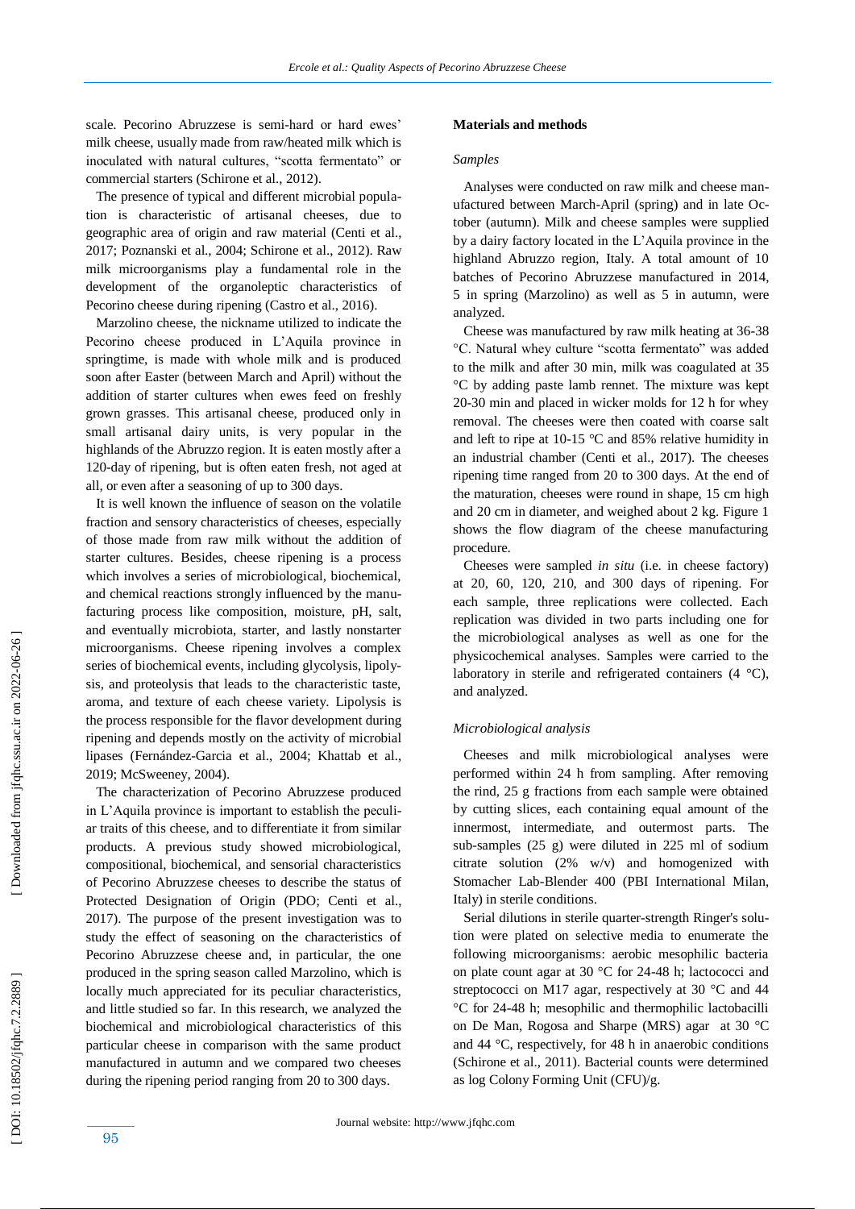scale. Pecorino Abruzzese is semi-hard or hard ewes' milk cheese, usually made from raw/heated milk which is inoculated with natural cultures, "scotta fermentato" or commercial starters (Schirone et al., 2012).

The presence of typical and different microbial population is characteristic of artisanal cheeses, due to geographic area of origin and raw material (Centi et al., 2017; Poznanski et al., 2004; Schirone et al., 2012). Raw milk microorganisms play a fundamental role in the development of the organoleptic characteristics of Pecorino cheese during ripening (Castro et al., 2016).

Marzolino cheese, the nickname utilized to indicate the Pecorino cheese produced in L'Aquila province in springtime, is made with whole milk and is produced soon after Easter (between March and April) without the addition of starter cultures when ewes feed on freshly grown grasses. This artisanal cheese, produced only in small artisanal dairy units, is very popular in the highlands of the Abruzzo region. It is eaten mostly after a 120-day of ripening, but is often eaten fresh, not aged at all, or even after a seasoning of up to 300 days.

It is well known the influence of season on the volatile fraction and sensory characteristics of cheeses, especially of those made from raw milk without the addition of starter cultures. Besides, cheese ripening is a process which involves a series of microbiological, biochemical, and chemical reactions strongly influenced by the manufacturing process like composition, moisture, pH, salt, and eventually microbiota, starter, and lastly nonstarter microorganisms. Cheese ripening involves a complex series of biochemical events, including glycolysis, lipolysis, and proteolysis that leads to the characteristic taste, aroma, and texture of each cheese variety. Lipolysis is the process responsible for the flavor development during ripening and depends mostly on the activity of microbial lipases (Fernández-Garcia et al., 2004; Khattab et al., 2019; McSweeney, 2004).

The characterization of Pecorino Abruzzese produced in L'Aquila province is important to establish the peculiar traits of this cheese, and to differentiate it from similar products. A previous study showed microbiological, compositional, biochemical, and sensorial characteristics of Pecorino Abruzzese cheeses to describe the status of Protected Designation of Origin (PDO; Centi et al., 2017). The purpose of the present investigation was to study the effect of seasoning on the characteristics of Pecorino Abruzzese cheese and, in particular, the one produced in the spring season called Marzolino, which is locally much appreciated for its peculiar characteristics, and little studied so far. In this research, we analyzed the biochemical and microbiological characteristics of this particular cheese in comparison with the same product manufactured in autumn and we compared two cheeses during the ripening period ranging from 20 to 300 days.

## Materials and methods

### *Samples*

Analyses were conducted on raw milk and cheese manufactured between March-April (spring) and in late October (autumn). Milk and cheese samples were supplied by a dairy factory located in the L'Aquila province in the highland Abruzzo region, Italy. A total amount of 10 batches of Pecorino Abruzzese manufactured in 2014, 5 in spring (Marzolino) as well as 5 in autumn, were analyzed.

Cheese was manufactured by raw milk heating at 36-38 °C. Natural whey culture "scotta fermentato" was added to the milk and after 30 min, milk was coagulated at 35 °C by adding paste lamb rennet. The mixture was kept 20-30 min and placed in wicker molds for 12 h for whey removal. The cheeses were then coated with coarse salt and left to ripe at 10-15 °C and 85% relative humidity in an industrial chamber (Centi et al., 2017). The cheeses ripening time ranged from 20 to 300 days. At the end of the maturation, cheeses were round in shape, 15 cm high and 20 cm in diameter, and weighed about 2 kg. Figure 1 shows the flow diagram of the cheese manufacturing procedure.

Cheeses were sampled *in situ* (i.e. in cheese factory) at 20, 60, 120, 210, and 300 days of ripening. For each sample, three replications were collected. Each replication was divided in two parts including one for the microbiological analyses as well as one for the physicochemical analyses. Samples were carried to the laboratory in sterile and refrigerated containers (4 °C), and analyzed.

### *Microbiological analysis*

Cheeses and milk microbiological analyses were performed within 24 h from sampling. After removing the rind, 25 g fractions from each sample were obtained by cutting slices, each containing equal amount of the innermost, intermediate, and outermost parts. The sub-samples (25 g) were diluted in 225 ml of sodium citrate solution (2% w/v) and homogenized with Stomacher Lab-Blender 400 (PBI International Milan, Italy) in sterile conditions.

Serial dilutions in sterile quarter-strength Ringer's solution were plated on selective media to enumerate the following microorganisms: aerobic mesophilic bacteria on plate count agar at 30 °C for 24-48 h; lactococci and streptococci on M17 agar, respectively at 30 °C and 44 °C for 24-48 h; mesophilic and thermophilic lactobacilli on De Man, Rogosa and Sharpe (MRS) agar at 30 °C and 44 °C, respectively, for 48 h in anaerobic conditions (Schirone et al., 2011). Bacterial counts were determined as log Colony Forming Unit (CFU)/g.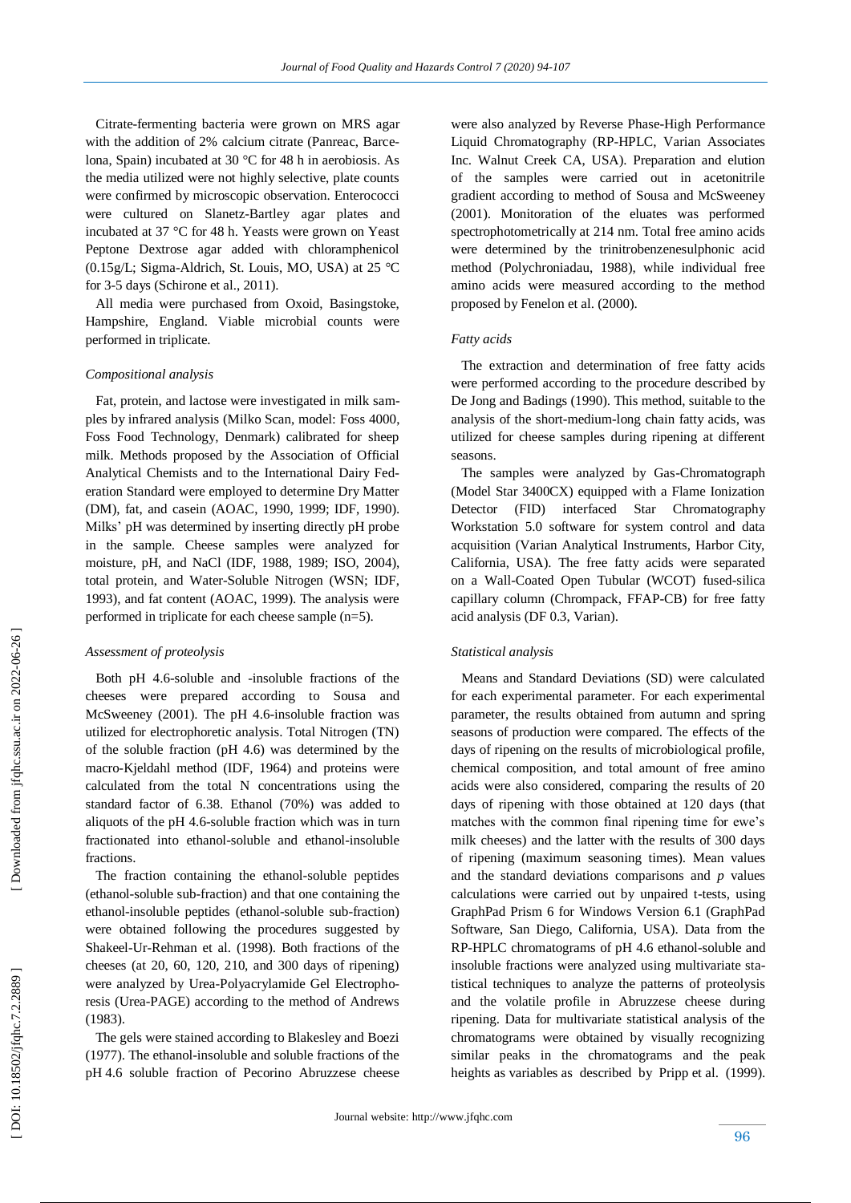Citrate-fermenting bacteria were grown on MRS agar with the addition of 2% calcium citrate (Panreac, Barcelona, Spain) incubated at 30 °C for 48 h in aerobiosis. As the media utilized were not highly selective, plate counts were confirmed by microscopic observation. Enterococci were cultured on Slanetz-Bartley agar plates and incubated at 37 °C for 48 h. Yeasts were grown on Yeast Peptone Dextrose agar added with chloramphenicol (0.15g/L; Sigma-Aldrich, St. Louis, MO, USA) at 25 °C for 3-5 days (Schirone et al., 2011).

All media were purchased from Oxoid, Basingstoke, Hampshire, England. Viable microbial counts were performed in triplicate.

### *Compositional analysis*

Fat, protein, and lactose were investigated in milk samples by infrared analysis (Milko Scan, model: Foss 4000, Foss Food Technology, Denmark) calibrated for sheep milk. Methods proposed by the Association of Official Analytical Chemists and to the International Dairy Federation Standard were employed to determine Dry Matter (DM), fat, and casein (AOAC, 1990, 1999; IDF, 1990). Milks' pH was determined by inserting directly pH probe in the sample. Cheese samples were analyzed for moisture, pH, and NaCl (IDF, 1988, 1989; ISO, 2004), total protein, and Water-Soluble Nitrogen (WSN; IDF, 1993), and fat content (AOAC, 1999). The analysis were performed in triplicate for each cheese sample (n=5).

### *Assessment of proteolysis*

Both pH 4.6-soluble and -insoluble fractions of the cheeses were prepared according to Sousa and McSweeney (2001). The pH 4.6-insoluble fraction was utilized for electrophoretic analysis. Total Nitrogen (TN) of the soluble fraction (pH 4.6) was determined by the macro-Kjeldahl method (IDF, 1964) and proteins were calculated from the total N concentrations using the standard factor of 6.38. Ethanol (70%) was added to aliquots of the pH 4.6-soluble fraction which was in turn fractionated into ethanol-soluble and ethanol-insoluble fractions.

The fraction containing the ethanol-soluble peptides (ethanol-soluble sub-fraction) and that one containing the ethanol-insoluble peptides (ethanol-soluble sub-fraction) were obtained following the procedures suggested by Shakeel-Ur-Rehman et al. (1998). Both fractions of the cheeses (at 20, 60, 120, 210, and 300 days of ripening) were analyzed by Urea-Polyacrylamide Gel Electrophoresis (Urea-PAGE) according to the method of Andrews (1983).

The gels were stained according to Blakesley and Boezi (1977). The ethanol-insoluble and soluble fractions of the pH 4.6 soluble fraction of Pecorino Abruzzese cheese were also analyzed by Reverse Phase-High Performance Liquid Chromatography (RP-HPLC, Varian Associates Inc. Walnut Creek CA, USA). Preparation and elution of the samples were carried out in acetonitrile gradient according to method of Sousa and McSweeney (2001). Monitoration of the eluates was performed spectrophotometrically at 214 nm. Total free amino acids were determined by the trinitrobenzenesulphonic acid method (Polychroniadau, 1988), while individual free amino acids were measured according to the method proposed by Fenelon et al. (2000).

### *Fatty acids*

The extraction and determination of free fatty acids were performed according to the procedure described by De Jong and Badings (1990). This method, suitable to the analysis of the short-medium-long chain fatty acids, was utilized for cheese samples during ripening at different seasons.

The samples were analyzed by Gas-Chromatograph (Model Star 3400CX) equipped with a Flame Ionization Detector (FID) interfaced Star Chromatography Workstation 5.0 software for system control and data acquisition (Varian Analytical Instruments, Harbor City, California, USA). The free fatty acids were separated on a Wall-Coated Open Tubular (WCOT) fused-silica capillary column (Chrompack, FFAP-CB) for free fatty acid analysis (DF 0.3, Varian).

### *Statistical analysis*

Means and Standard Deviations (SD) were calculated for each experimental parameter. For each experimental parameter, the results obtained from autumn and spring seasons of production were compared. The effects of the days of ripening on the results of microbiological profile, chemical composition, and total amount of free amino acids were also considered, comparing the results of 20 days of ripening with those obtained at 120 days (that matches with the common final ripening time for ewe's milk cheeses) and the latter with the results of 300 days of ripening (maximum seasoning times). Mean values and the standard deviations comparisons and *p* values calculations were carried out by unpaired t-tests, using GraphPad Prism 6 for Windows Version 6.1 (GraphPad Software, San Diego, California, USA). Data from the RP-HPLC chromatograms of pH 4.6 ethanol-soluble and insoluble fractions were analyzed using multivariate statistical techniques to analyze the patterns of proteolysis and the volatile profile in Abruzzese cheese during ripening. Data for multivariate statistical analysis of the chromatograms were obtained by visually recognizing similar peaks in the chromatograms and the peak heights as variables as described by Pripp et al. (1999).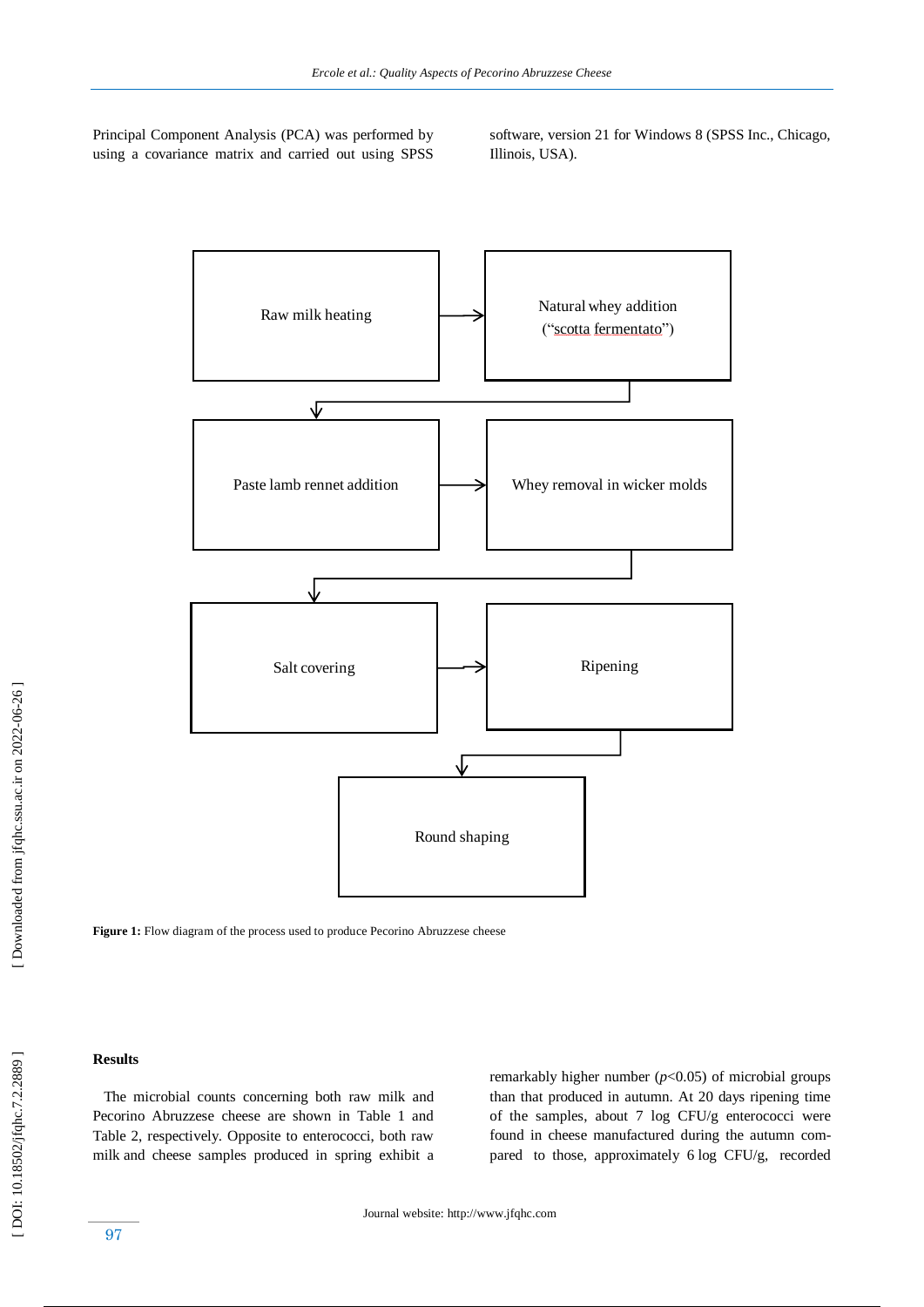Principal Component Analysis (PCA) was performed by using a covariance matrix and carried out using SPSS software, version 21 for Windows 8 (SPSS Inc., Chicago, Illinois, USA).

Raw milk heating → Natural whey addition ("scotta fermentato") → Paste lamb rennet addition → Whey removal in wicker molds → Salt covering → Ripening → Round shaping

**Figure 1:** Flow diagram of the process used to produce Pecorino Abruzzese cheese

**Results**

The microbial counts concerning both raw milk and Pecorino Abruzzese cheese are shown in Table 1 and Table 2, respectively. Opposite to enterococci, both raw milk and cheese samples produced in spring exhibit a remarkably higher number ($p<0.05$) of microbial groups than that produced in autumn. At 20 days ripening time of the samples, about 7 log CFU/g enterococci were found in cheese manufactured during the autumn compared to those, approximately 6 log CFU/g, recorded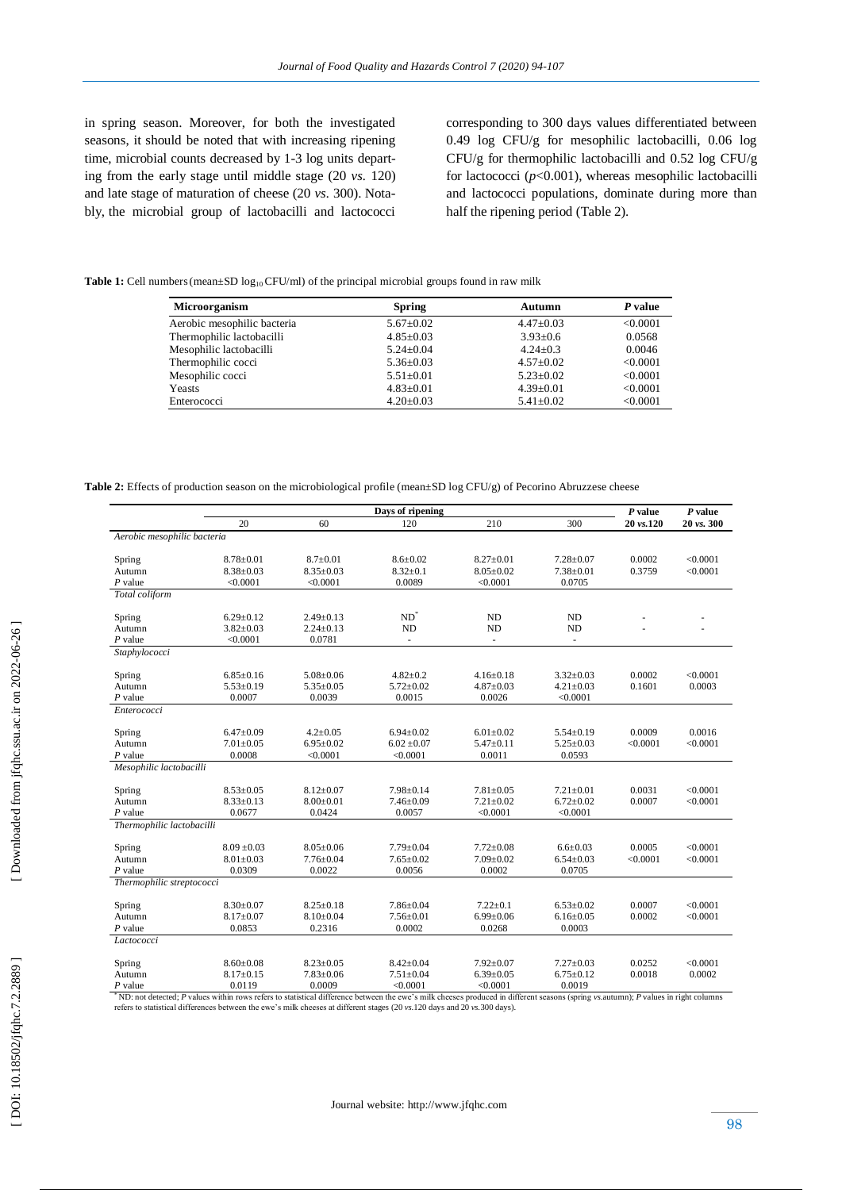in spring season. Moreover, for both the investigated seasons, it should be noted that with increasing ripening time, microbial counts decreased by 1-3 log units departing from the early stage until middle stage (20 *vs.* 120) and late stage of maturation of cheese (20 *vs.* 300). Notably, the microbial group of lactobacilli and lactococci corresponding to 300 days values differentiated between 0.49 log CFU/g for mesophilic lactobacilli, 0.06 log CFU/g for thermophilic lactobacilli and 0.52 log CFU/g for lactococci ($p<0.001$), whereas mesophilic lactobacilli and lactococci populations, dominate during more than half the ripening period (Table 2).

**Table 1:** Cell numbers (mean±SD $\log_{10}$ CFU/ml) of the principal microbial groups found in raw milk

| Microorganism | Spring | Autumn | *P* value |
|---|---|---|---|
| Aerobic mesophilic bacteria | 5.67±0.02 | 4.47±0.03 | <0.0001 |
| Thermophilic lactobacilli | 4.85±0.03 | 3.93±0.6 | 0.0568 |
| Mesophilic lactobacilli | 5.24±0.04 | 4.24±0.3 | 0.0046 |
| Thermophilic cocci | 5.36±0.03 | 4.57±0.02 | <0.0001 |
| Mesophilic cocci | 5.51±0.01 | 5.23±0.02 | <0.0001 |
| Yeasts | 4.83±0.01 | 4.39±0.01 | <0.0001 |
| Enterococci | 4.20±0.03 | 5.41±0.02 | <0.0001 |

**Table 2:** Effects of production season on the microbiological profile (mean±SD log CFU/g) of Pecorino Abruzzese cheese

| | Days of ripening | | | | | *P* value | *P* value |
|---|---|---|---|---|---|---|---|
| | 20 | 60 | 120 | 210 | 300 | 20 *vs.*120 | 20 *vs.* 300 |
| *Aerobic mesophilic bacteria* | | | | | | | |
| Spring | 8.78±0.01 | 8.7±0.01 | 8.6±0.02 | 8.27±0.01 | 7.28±0.07 | 0.0002 | <0.0001 |
| Autumn | 8.38±0.03 | 8.35±0.03 | 8.32±0.1 | 8.05±0.02 | 7.38±0.01 | 0.3759 | <0.0001 |
| *P* value | <0.0001 | <0.0001 | 0.0089 | <0.0001 | 0.0705 | | |
| *Total coliform* | | | | | | | |
| Spring | 6.29±0.12 | 2.49±0.13 | ND* | ND | ND | - | - |
| Autumn | 3.82±0.03 | 2.24±0.13 | ND | ND | ND | - | - |
| *P* value | <0.0001 | 0.0781 | - | - | - | | |
| *Staphylococci* | | | | | | | |
| Spring | 6.85±0.16 | 5.08±0.06 | 4.82±0.2 | 4.16±0.18 | 3.32±0.03 | 0.0002 | <0.0001 |
| Autumn | 5.53±0.19 | 5.35±0.05 | 5.72±0.02 | 4.87±0.03 | 4.21±0.03 | 0.1601 | 0.0003 |
| *P* value | 0.0007 | 0.0039 | 0.0015 | 0.0026 | <0.0001 | | |
| *Enterococci* | | | | | | | |
| Spring | 6.47±0.09 | 4.2±0.05 | 6.94±0.02 | 6.01±0.02 | 5.54±0.19 | 0.0009 | 0.0016 |
| Autumn | 7.01±0.05 | 6.95±0.02 | 6.02 ±0.07 | 5.47±0.11 | 5.25±0.03 | <0.0001 | <0.0001 |
| *P* value | 0.0008 | <0.0001 | <0.0001 | 0.0011 | 0.0593 | | |
| *Mesophilic lactobacilli* | | | | | | | |
| Spring | 8.53±0.05 | 8.12±0.07 | 7.98±0.14 | 7.81±0.05 | 7.21±0.01 | 0.0031 | <0.0001 |
| Autumn | 8.33±0.13 | 8.00±0.01 | 7.46±0.09 | 7.21±0.02 | 6.72±0.02 | 0.0007 | <0.0001 |
| *P* value | 0.0677 | 0.0424 | 0.0057 | <0.0001 | <0.0001 | | |
| *Thermophilic lactobacilli* | | | | | | | |
| Spring | 8.09 ±0.03 | 8.05±0.06 | 7.79±0.04 | 7.72±0.08 | 6.6±0.03 | 0.0005 | <0.0001 |
| Autumn | 8.01±0.03 | 7.76±0.04 | 7.65±0.02 | 7.09±0.02 | 6.54±0.03 | <0.0001 | <0.0001 |
| *P* value | 0.0309 | 0.0022 | 0.0056 | 0.0002 | 0.0705 | | |
| *Thermophilic streptococci* | | | | | | | |
| Spring | 8.30±0.07 | 8.25±0.18 | 7.86±0.04 | 7.22±0.1 | 6.53±0.02 | 0.0007 | <0.0001 |
| Autumn | 8.17±0.07 | 8.10±0.04 | 7.56±0.01 | 6.99±0.06 | 6.16±0.05 | 0.0002 | <0.0001 |
| *P* value | 0.0853 | 0.2316 | 0.0002 | 0.0268 | 0.0003 | | |
| *Lactococci* | | | | | | | |
| Spring | 8.60±0.08 | 8.23±0.05 | 8.42±0.04 | 7.92±0.07 | 7.27±0.03 | 0.0252 | <0.0001 |
| Autumn | 8.17±0.15 | 7.83±0.06 | 7.51±0.04 | 6.39±0.05 | 6.75±0.12 | 0.0018 | 0.0002 |
| *P* value | 0.0119 | 0.0009 | <0.0001 | <0.0001 | 0.0019 | | |

*ND: not detected; *P* values within rows refers to statistical difference between the ewe's milk cheeses produced in different seasons (spring *vs.*autumn); *P* values in right columns refers to statistical differences between the ewe's milk cheeses at different stages (20 *vs.*120 days and 20 *vs.*300 days).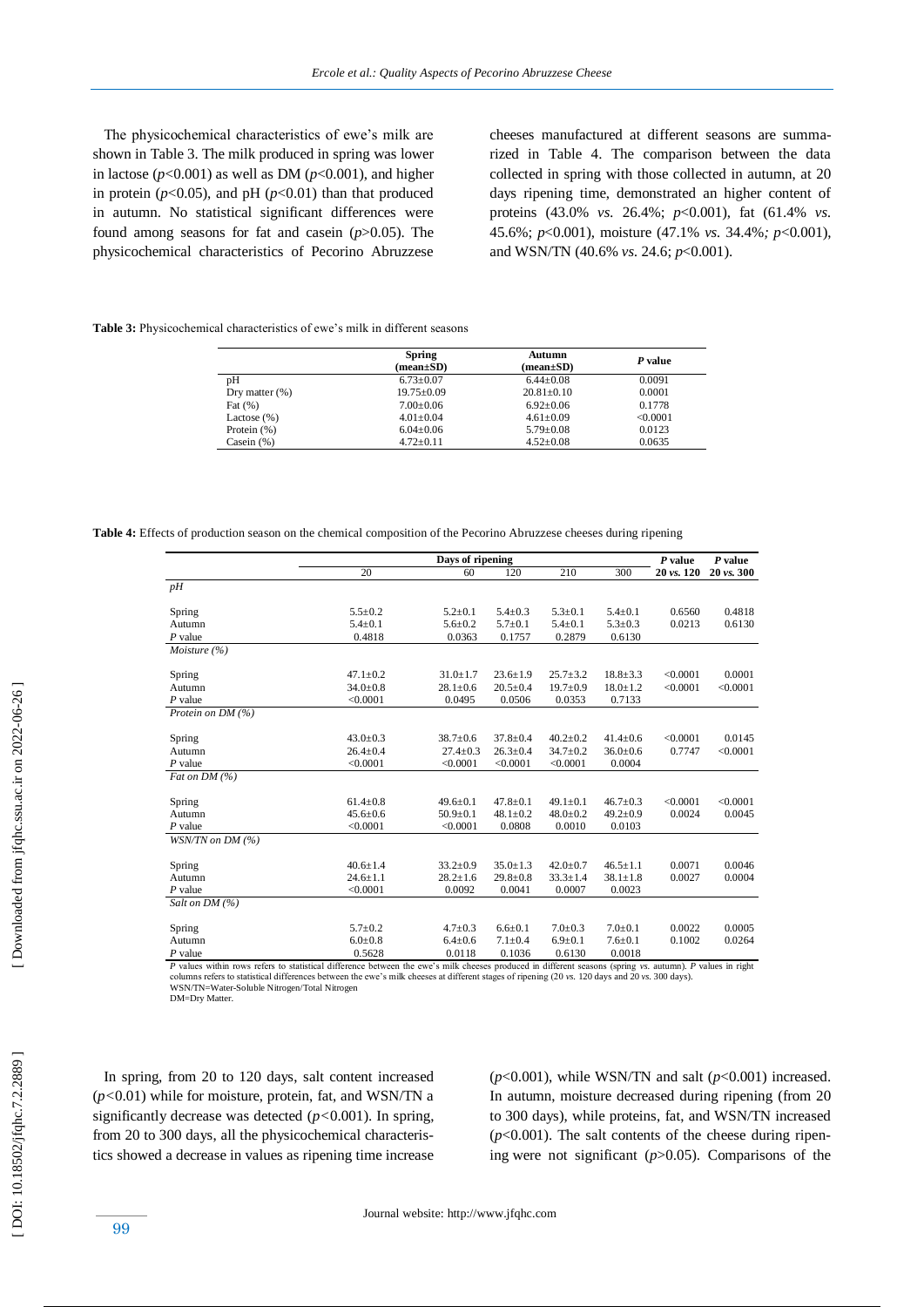The physicochemical characteristics of ewe's milk are shown in Table 3. The milk produced in spring was lower in lactose ($p<0.001$) as well as DM ($p<0.001$), and higher in protein ($p<0.05$), and pH ($p<0.01$) than that produced in autumn. No statistical significant differences were found among seasons for fat and casein ($p>0.05$). The physicochemical characteristics of Pecorino Abruzzese cheeses manufactured at different seasons are summarized in Table 4. The comparison between the data collected in spring with those collected in autumn, at 20 days ripening time, demonstrated an higher content of proteins (43.0% *vs.* 26.4%; $p<0.001$), fat (61.4% *vs.* 45.6%; $p<0.001$), moisture (47.1% *vs.* 34.4%*;* $p<0.001$), and WSN/TN (40.6% *vs.* 24.6; $p<0.001$).

**Table 3:** Physicochemical characteristics of ewe's milk in different seasons

| | Spring (mean±SD) | Autumn (mean±SD) | *P* value |
|---|---|---|---|
| pH | 6.73±0.07 | 6.44±0.08 | 0.0091 |
| Dry matter (%) | 19.75±0.09 | 20.81±0.10 | 0.0001 |
| Fat (%) | 7.00±0.06 | 6.92±0.06 | 0.1778 |
| Lactose (%) | 4.01±0.04 | 4.61±0.09 | <0.0001 |
| Protein (%) | 6.04±0.06 | 5.79±0.08 | 0.0123 |
| Casein (%) | 4.72±0.11 | 4.52±0.08 | 0.0635 |

**Table 4:** Effects of production season on the chemical composition of the Pecorino Abruzzese cheeses during ripening

| | Days of ripening | | | | | *P* value | *P* value |
|---|---|---|---|---|---|---|---|
| | 20 | 60 | 120 | 210 | 300 | 20 *vs.* 120 | 20 *vs.* 300 |
| *pH* | | | | | | | |
| Spring | 5.5±0.2 | 5.2±0.1 | 5.4±0.3 | 5.3±0.1 | 5.4±0.1 | 0.6560 | 0.4818 |
| Autumn | 5.4±0.1 | 5.6±0.2 | 5.7±0.1 | 5.4±0.1 | 5.3±0.3 | 0.0213 | 0.6130 |
| *P* value | 0.4818 | 0.0363 | 0.1757 | 0.2879 | 0.6130 | | |
| *Moisture (%)* | | | | | | | |
| Spring | 47.1±0.2 | 31.0±1.7 | 23.6±1.9 | 25.7±3.2 | 18.8±3.3 | <0.0001 | 0.0001 |
| Autumn | 34.0±0.8 | 28.1±0.6 | 20.5±0.4 | 19.7±0.9 | 18.0±1.2 | <0.0001 | <0.0001 |
| *P* value | <0.0001 | 0.0495 | 0.0506 | 0.0353 | 0.7133 | | |
| *Protein on DM (%)* | | | | | | | |
| Spring | 43.0±0.3 | 38.7±0.6 | 37.8±0.4 | 40.2±0.2 | 41.4±0.6 | <0.0001 | 0.0145 |
| Autumn | 26.4±0.4 | 27.4±0.3 | 26.3±0.4 | 34.7±0.2 | 36.0±0.6 | 0.7747 | <0.0001 |
| *P* value | <0.0001 | <0.0001 | <0.0001 | <0.0001 | 0.0004 | | |
| *Fat on DM (%)* | | | | | | | |
| Spring | 61.4±0.8 | 49.6±0.1 | 47.8±0.1 | 49.1±0.1 | 46.7±0.3 | <0.0001 | <0.0001 |
| Autumn | 45.6±0.6 | 50.9±0.1 | 48.1±0.2 | 48.0±0.2 | 49.2±0.9 | 0.0024 | 0.0045 |
| *P* value | <0.0001 | <0.0001 | 0.0808 | 0.0010 | 0.0103 | | |
| *WSN/TN on DM (%)* | | | | | | | |
| Spring | 40.6±1.4 | 33.2±0.9 | 35.0±1.3 | 42.0±0.7 | 46.5±1.1 | 0.0071 | 0.0046 |
| Autumn | 24.6±1.1 | 28.2±1.6 | 29.8±0.8 | 33.3±1.4 | 38.1±1.8 | 0.0027 | 0.0004 |
| *P* value | <0.0001 | 0.0092 | 0.0041 | 0.0007 | 0.0023 | | |
| *Salt on DM (%)* | | | | | | | |
| Spring | 5.7±0.2 | 4.7±0.3 | 6.6±0.1 | 7.0±0.3 | 7.0±0.1 | 0.0022 | 0.0005 |
| Autumn | 6.0±0.8 | 6.4±0.6 | 7.1±0.4 | 6.9±0.1 | 7.6±0.1 | 0.1002 | 0.0264 |
| *P* value | 0.5628 | 0.0118 | 0.1036 | 0.6130 | 0.0018 | | |

*P* values within rows refers to statistical difference between the ewe's milk cheeses produced in different seasons (spring *vs.* autumn). *P* values in right columns refers to statistical differences between the ewe's milk cheeses at different stages of ripening (20 *vs.* 120 days and 20 *vs.* 300 days).
WSN/TN=Water-Soluble Nitrogen/Total Nitrogen
DM=Dry Matter.

In spring, from 20 to 120 days, salt content increased ($p<0.01$) while for moisture, protein, fat, and WSN/TN a significantly decrease was detected ($p<0.001$). In spring, from 20 to 300 days, all the physicochemical characteristics showed a decrease in values as ripening time increase ($p<0.001$), while WSN/TN and salt ($p<0.001$) increased. In autumn, moisture decreased during ripening (from 20 to 300 days), while proteins, fat, and WSN/TN increased ($p<0.001$). The salt contents of the cheese during ripening were not significant ($p>0.05$). Comparisons of the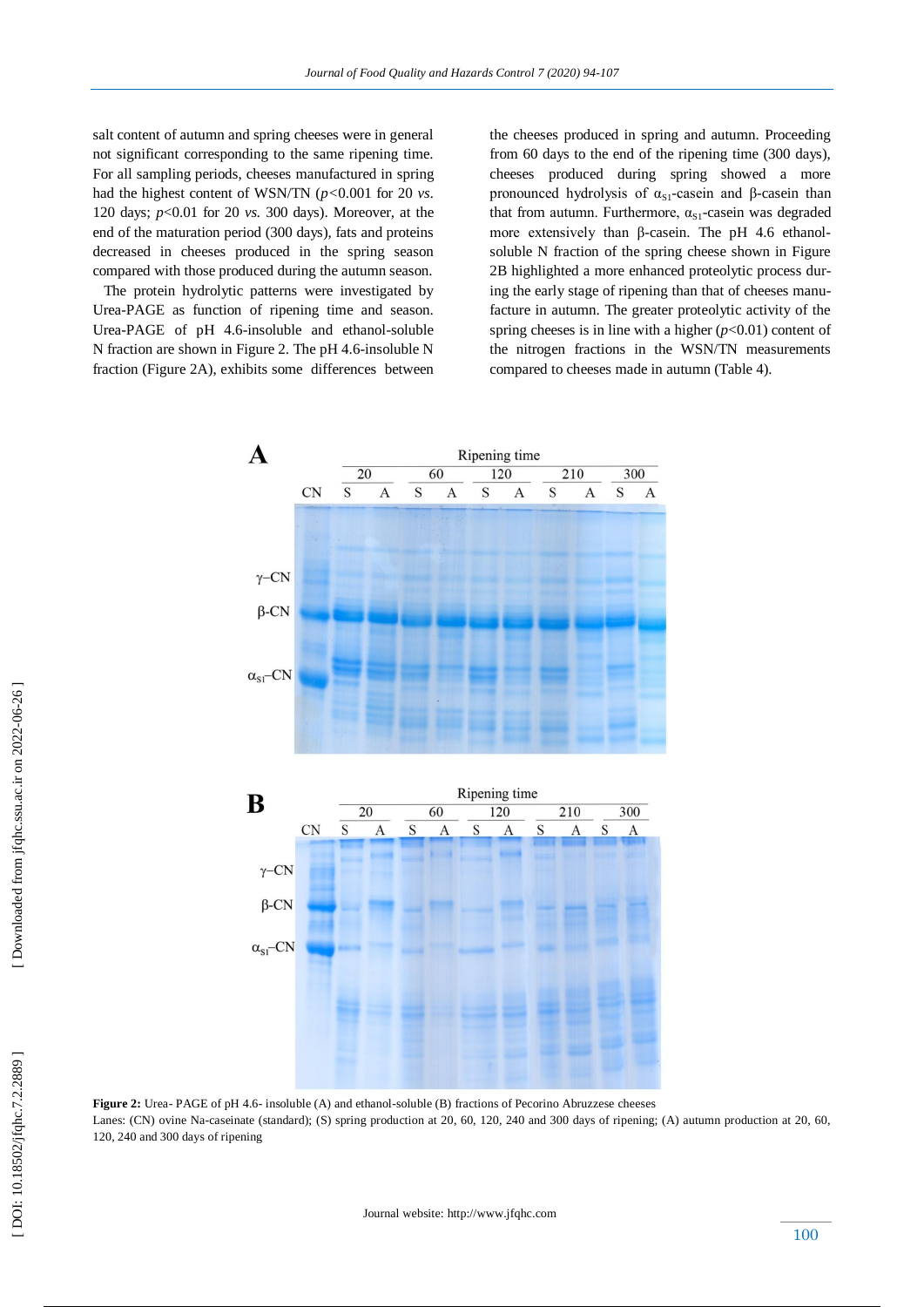salt content of autumn and spring cheeses were in general not significant corresponding to the same ripening time. For all sampling periods, cheeses manufactured in spring had the highest content of WSN/TN ($p<0.001$ for 20 *vs.* 120 days; $p<0.01$ for 20 *vs.* 300 days). Moreover, at the end of the maturation period (300 days), fats and proteins decreased in cheeses produced in the spring season compared with those produced during the autumn season.

The protein hydrolytic patterns were investigated by Urea-PAGE as function of ripening time and season. Urea-PAGE of pH 4.6-insoluble and ethanol-soluble N fraction are shown in Figure 2. The pH 4.6-insoluble N fraction (Figure 2A), exhibits some differences between the cheeses produced in spring and autumn. Proceeding from 60 days to the end of the ripening time (300 days), cheeses produced during spring showed a more pronounced hydrolysis of $\alpha_{S1}$-casein and β-casein than that from autumn. Furthermore, $\alpha_{S1}$-casein was degraded more extensively than β-casein. The pH 4.6 ethanol-soluble N fraction of the spring cheese shown in Figure 2B highlighted a more enhanced proteolytic process during the early stage of ripening than that of cheeses manufacture in autumn. The greater proteolytic activity of the spring cheeses is in line with a higher ($p<0.01$) content of the nitrogen fractions in the WSN/TN measurements compared to cheeses made in autumn (Table 4).

**Figure 2:** Urea- PAGE of pH 4.6- insoluble (A) and ethanol-soluble (B) fractions of Pecorino Abruzzese cheeses
Lanes: (CN) ovine Na-caseinate (standard); (S) spring production at 20, 60, 120, 240 and 300 days of ripening; (A) autumn production at 20, 60, 120, 240 and 300 days of ripening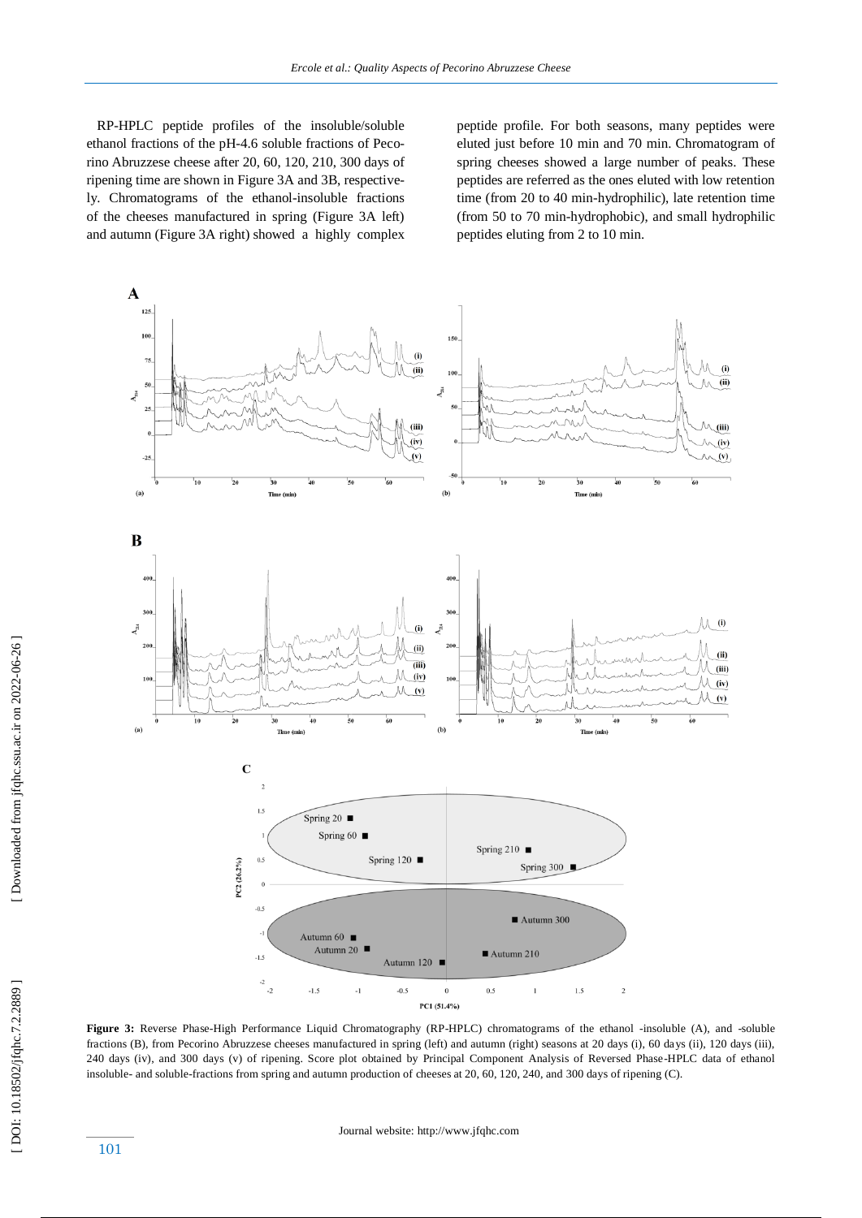RP-HPLC peptide profiles of the insoluble/soluble ethanol fractions of the pH-4.6 soluble fractions of Pecorino Abruzzese cheese after 20, 60, 120, 210, 300 days of ripening time are shown in Figure 3A and 3B, respectively. Chromatograms of the ethanol-insoluble fractions of the cheeses manufactured in spring (Figure 3A left) and autumn (Figure 3A right) showed a highly complex peptide profile. For both seasons, many peptides were eluted just before 10 min and 70 min. Chromatogram of spring cheeses showed a large number of peaks. These peptides are referred as the ones eluted with low retention time (from 20 to 40 min-hydrophilic), late retention time (from 50 to 70 min-hydrophobic), and small hydrophilic peptides eluting from 2 to 10 min.

**Figure 3:** Reverse Phase-High Performance Liquid Chromatography (RP-HPLC) chromatograms of the ethanol -insoluble (A), and -soluble fractions (B), from Pecorino Abruzzese cheeses manufactured in spring (left) and autumn (right) seasons at 20 days (i), 60 days (ii), 120 days (iii), 240 days (iv), and 300 days (v) of ripening. Score plot obtained by Principal Component Analysis of Reversed Phase-HPLC data of ethanol insoluble- and soluble-fractions from spring and autumn production of cheeses at 20, 60, 120, 240, and 300 days of ripening (C).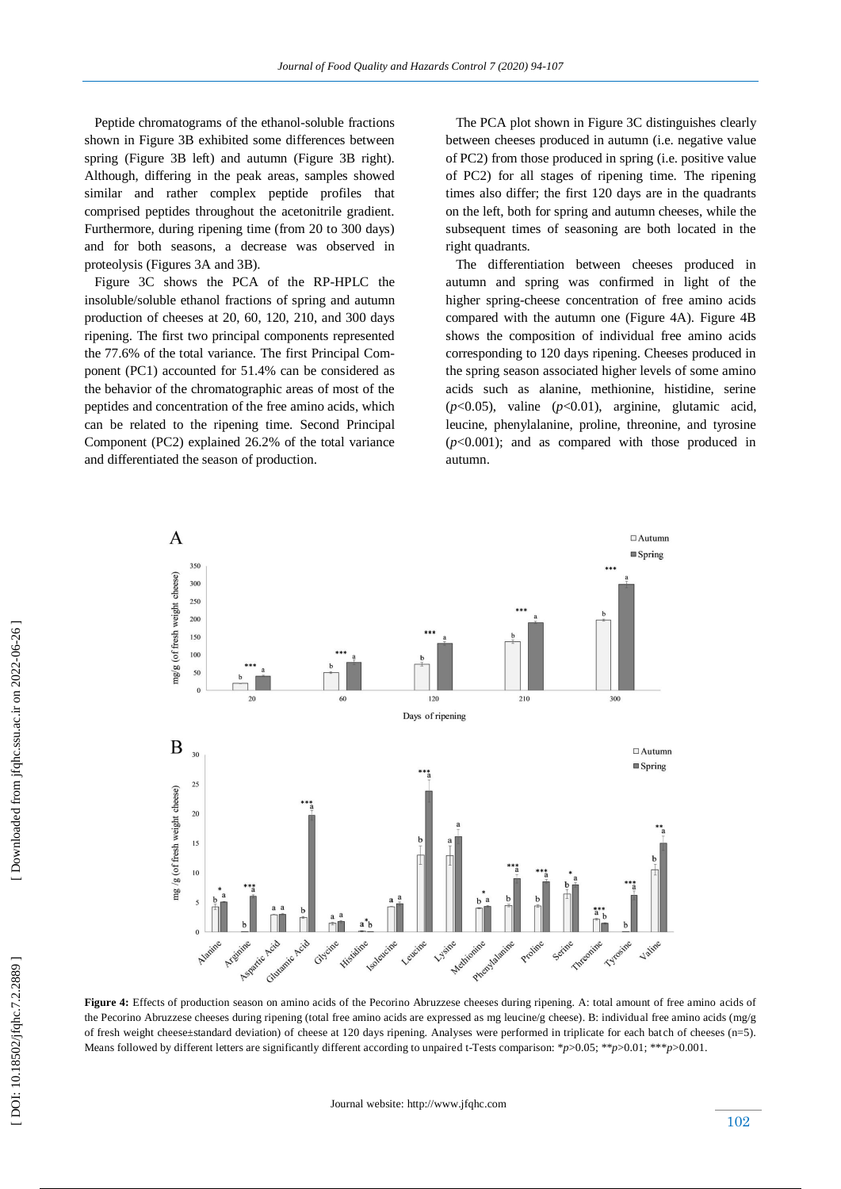Peptide chromatograms of the ethanol-soluble fractions shown in Figure 3B exhibited some differences between spring (Figure 3B left) and autumn (Figure 3B right). Although, differing in the peak areas, samples showed similar and rather complex peptide profiles that comprised peptides throughout the acetonitrile gradient. Furthermore, during ripening time (from 20 to 300 days) and for both seasons, a decrease was observed in proteolysis (Figures 3A and 3B).

Figure 3C shows the PCA of the RP-HPLC the insoluble/soluble ethanol fractions of spring and autumn production of cheeses at 20, 60, 120, 210, and 300 days ripening. The first two principal components represented the 77.6% of the total variance. The first Principal Component (PC1) accounted for 51.4% can be considered as the behavior of the chromatographic areas of most of the peptides and concentration of the free amino acids, which can be related to the ripening time. Second Principal Component (PC2) explained 26.2% of the total variance and differentiated the season of production.

The PCA plot shown in Figure 3C distinguishes clearly between cheeses produced in autumn (i.e. negative value of PC2) from those produced in spring (i.e. positive value of PC2) for all stages of ripening time. The ripening times also differ; the first 120 days are in the quadrants on the left, both for spring and autumn cheeses, while the subsequent times of seasoning are both located in the right quadrants.

The differentiation between cheeses produced in autumn and spring was confirmed in light of the higher spring-cheese concentration of free amino acids compared with the autumn one (Figure 4A). Figure 4B shows the composition of individual free amino acids corresponding to 120 days ripening. Cheeses produced in the spring season associated higher levels of some amino acids such as alanine, methionine, histidine, serine ($p$<0.05), valine ($p$<0.01), arginine, glutamic acid, leucine, phenylalanine, proline, threonine, and tyrosine ($p$<0.001); and as compared with those produced in autumn.

**Figure 4:** Effects of production season on amino acids of the Pecorino Abruzzese cheeses during ripening. A: total amount of free amino acids of the Pecorino Abruzzese cheeses during ripening (total free amino acids are expressed as mg leucine/g cheese). B: individual free amino acids (mg/g of fresh weight cheese±standard deviation) of cheese at 120 days ripening. Analyses were performed in triplicate for each batch of cheeses (n=5). Means followed by different letters are significantly different according to unpaired t-Tests comparison: *$p$>0.05; **$p$>0.01; ***$p$>0.001.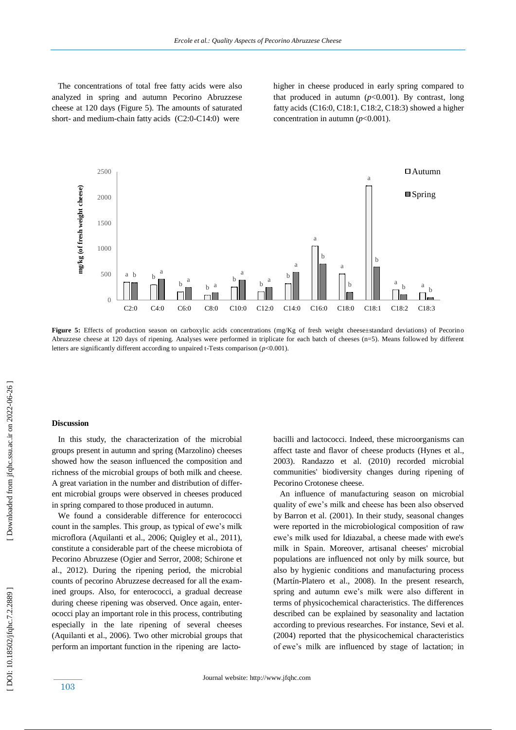The concentrations of total free fatty acids were also analyzed in spring and autumn Pecorino Abruzzese cheese at 120 days (Figure 5). The amounts of saturated short- and medium-chain fatty acids (C2:0-C14:0) were higher in cheese produced in early spring compared to that produced in autumn ($p$<0.001). By contrast, long fatty acids (C16:0, C18:1, C18:2, C18:3) showed a higher concentration in autumn ($p$<0.001).

**Figure 5:** Effects of production season on carboxylic acids concentrations (mg/Kg of fresh weight cheese±standard deviations) of Pecorino Abruzzese cheese at 120 days of ripening. Analyses were performed in triplicate for each batch of cheeses (n=5). Means followed by different letters are significantly different according to unpaired t-Tests comparison ($p$<0.001).

## Discussion

In this study, the characterization of the microbial groups present in autumn and spring (Marzolino) cheeses showed how the season influenced the composition and richness of the microbial groups of both milk and cheese. A great variation in the number and distribution of different microbial groups were observed in cheeses produced in spring compared to those produced in autumn.

We found a considerable difference for enterococci count in the samples. This group, as typical of ewe's milk microflora (Aquilanti et al., 2006; Quigley et al., 2011), constitute a considerable part of the cheese microbiota of Pecorino Abruzzese (Ogier and Serror, 2008; Schirone et al., 2012). During the ripening period, the microbial counts of pecorino Abruzzese decreased for all the examined groups. Also, for enterococci, a gradual decrease during cheese ripening was observed. Once again, enterococci play an important role in this process, contributing especially in the late ripening of several cheeses (Aquilanti et al., 2006). Two other microbial groups that perform an important function in the ripening are lactobacilli and lactococci. Indeed, these microorganisms can affect taste and flavor of cheese products (Hynes et al., 2003). Randazzo et al. (2010) recorded microbial communities' biodiversity changes during ripening of Pecorino Crotonese cheese.

An influence of manufacturing season on microbial quality of ewe's milk and cheese has been also observed by Barron et al. (2001). In their study, seasonal changes were reported in the microbiological composition of raw ewe's milk used for Idiazabal, a cheese made with ewe's milk in Spain. Moreover, artisanal cheeses' microbial populations are influenced not only by milk source, but also by hygienic conditions and manufacturing process (Martín-Platero et al., 2008). In the present research, spring and autumn ewe's milk were also different in terms of physicochemical characteristics. The differences described can be explained by seasonality and lactation according to previous researches. For instance, Sevi et al. (2004) reported that the physicochemical characteristics of ewe's milk are influenced by stage of lactation; in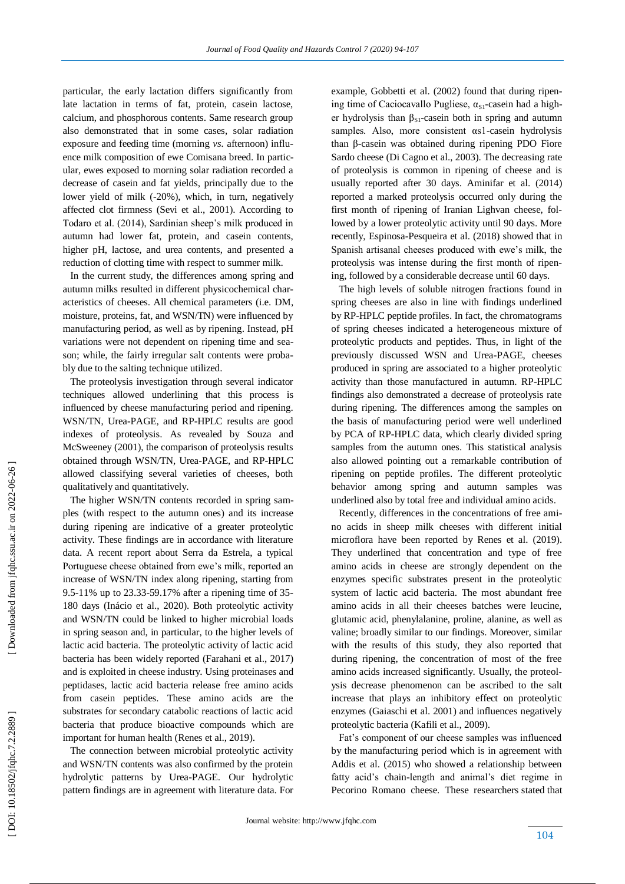particular, the early lactation differs significantly from late lactation in terms of fat, protein, casein lactose, calcium, and phosphorous contents. Same research group also demonstrated that in some cases, solar radiation exposure and feeding time (morning *vs.* afternoon) influence milk composition of ewe Comisana breed. In particular, ewes exposed to morning solar radiation recorded a decrease of casein and fat yields, principally due to the lower yield of milk (-20%), which, in turn, negatively affected clot firmness (Sevi et al., 2001). According to Todaro et al. (2014), Sardinian sheep's milk produced in autumn had lower fat, protein, and casein contents, higher pH, lactose, and urea contents, and presented a reduction of clotting time with respect to summer milk.

In the current study, the differences among spring and autumn milks resulted in different physicochemical characteristics of cheeses. All chemical parameters (i.e. DM, moisture, proteins, fat, and WSN/TN) were influenced by manufacturing period, as well as by ripening. Instead, pH variations were not dependent on ripening time and season; while, the fairly irregular salt contents were probably due to the salting technique utilized.

The proteolysis investigation through several indicator techniques allowed underlining that this process is influenced by cheese manufacturing period and ripening. WSN/TN, Urea-PAGE, and RP-HPLC results are good indexes of proteolysis. As revealed by Souza and McSweeney (2001), the comparison of proteolysis results obtained through WSN/TN, Urea-PAGE, and RP-HPLC allowed classifying several varieties of cheeses, both qualitatively and quantitatively.

The higher WSN/TN contents recorded in spring samples (with respect to the autumn ones) and its increase during ripening are indicative of a greater proteolytic activity. These findings are in accordance with literature data. A recent report about Serra da Estrela, a typical Portuguese cheese obtained from ewe's milk, reported an increase of WSN/TN index along ripening, starting from 9.5-11% up to 23.33-59.17% after a ripening time of 35-180 days (Inácio et al., 2020). Both proteolytic activity and WSN/TN could be linked to higher microbial loads in spring season and, in particular, to the higher levels of lactic acid bacteria. The proteolytic activity of lactic acid bacteria has been widely reported (Farahani et al., 2017) and is exploited in cheese industry. Using proteinases and peptidases, lactic acid bacteria release free amino acids from casein peptides. These amino acids are the substrates for secondary catabolic reactions of lactic acid bacteria that produce bioactive compounds which are important for human health (Renes et al., 2019).

The connection between microbial proteolytic activity and WSN/TN contents was also confirmed by the protein hydrolytic patterns by Urea-PAGE. Our hydrolytic pattern findings are in agreement with literature data. For example, Gobbetti et al. (2002) found that during ripening time of Caciocavallo Pugliese, $\alpha_{S1}$-casein had a higher hydrolysis than $\beta_{S1}$-casein both in spring and autumn samples. Also, more consistent αs1-casein hydrolysis than β-casein was obtained during ripening PDO Fiore Sardo cheese (Di Cagno et al., 2003). The decreasing rate of proteolysis is common in ripening of cheese and is usually reported after 30 days. Aminifar et al. (2014) reported a marked proteolysis occurred only during the first month of ripening of Iranian Lighvan cheese, followed by a lower proteolytic activity until 90 days. More recently, Espinosa-Pesqueira et al. (2018) showed that in Spanish artisanal cheeses produced with ewe's milk, the proteolysis was intense during the first month of ripening, followed by a considerable decrease until 60 days.

The high levels of soluble nitrogen fractions found in spring cheeses are also in line with findings underlined by RP-HPLC peptide profiles. In fact, the chromatograms of spring cheeses indicated a heterogeneous mixture of proteolytic products and peptides. Thus, in light of the previously discussed WSN and Urea-PAGE, cheeses produced in spring are associated to a higher proteolytic activity than those manufactured in autumn. RP-HPLC findings also demonstrated a decrease of proteolysis rate during ripening. The differences among the samples on the basis of manufacturing period were well underlined by PCA of RP-HPLC data, which clearly divided spring samples from the autumn ones. This statistical analysis also allowed pointing out a remarkable contribution of ripening on peptide profiles. The different proteolytic behavior among spring and autumn samples was underlined also by total free and individual amino acids.

Recently, differences in the concentrations of free amino acids in sheep milk cheeses with different initial microflora have been reported by Renes et al. (2019). They underlined that concentration and type of free amino acids in cheese are strongly dependent on the enzymes specific substrates present in the proteolytic system of lactic acid bacteria. The most abundant free amino acids in all their cheeses batches were leucine, glutamic acid, phenylalanine, proline, alanine, as well as valine; broadly similar to our findings. Moreover, similar with the results of this study, they also reported that during ripening, the concentration of most of the free amino acids increased significantly. Usually, the proteolysis decrease phenomenon can be ascribed to the salt increase that plays an inhibitory effect on proteolytic enzymes (Gaiaschi et al. 2001) and influences negatively proteolytic bacteria (Kafili et al., 2009).

Fat's component of our cheese samples was influenced by the manufacturing period which is in agreement with Addis et al. (2015) who showed a relationship between fatty acid's chain-length and animal's diet regime in Pecorino Romano cheese. These researchers stated that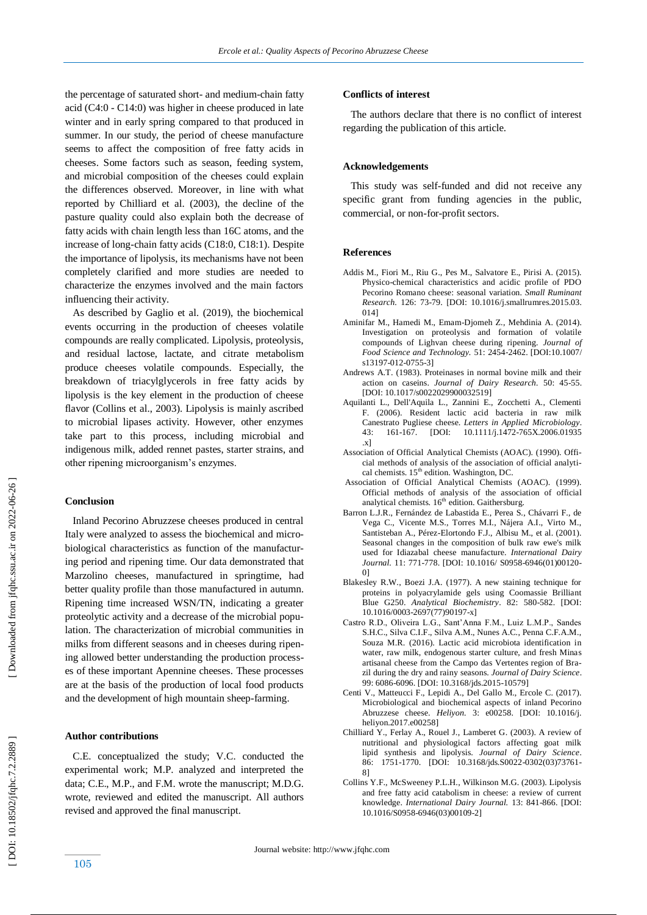the percentage of saturated short- and medium-chain fatty acid (C4:0 - C14:0) was higher in cheese produced in late winter and in early spring compared to that produced in summer. In our study, the period of cheese manufacture seems to affect the composition of free fatty acids in cheeses. Some factors such as season, feeding system, and microbial composition of the cheeses could explain the differences observed. Moreover, in line with what reported by Chilliard et al. (2003), the decline of the pasture quality could also explain both the decrease of fatty acids with chain length less than 16C atoms, and the increase of long-chain fatty acids (C18:0, C18:1). Despite the importance of lipolysis, its mechanisms have not been completely clarified and more studies are needed to characterize the enzymes involved and the main factors influencing their activity.

As described by Gaglio et al. (2019), the biochemical events occurring in the production of cheeses volatile compounds are really complicated. Lipolysis, proteolysis, and residual lactose, lactate, and citrate metabolism produce cheeses volatile compounds. Especially, the breakdown of triacylglycerols in free fatty acids by lipolysis is the key element in the production of cheese flavor (Collins et al., 2003). Lipolysis is mainly ascribed to microbial lipases activity. However, other enzymes take part to this process, including microbial and indigenous milk, added rennet pastes, starter strains, and other ripening microorganism's enzymes.

## Conclusion

Inland Pecorino Abruzzese cheeses produced in central Italy were analyzed to assess the biochemical and microbiological characteristics as function of the manufacturing period and ripening time. Our data demonstrated that Marzolino cheeses, manufactured in springtime, had better quality profile than those manufactured in autumn. Ripening time increased WSN/TN, indicating a greater proteolytic activity and a decrease of the microbial population. The characterization of microbial communities in milks from different seasons and in cheeses during ripening allowed better understanding the production processes of these important Apennine cheeses. These processes are at the basis of the production of local food products and the development of high mountain sheep-farming.

## Author contributions

C.E. conceptualized the study; V.C. conducted the experimental work; M.P. analyzed and interpreted the data; C.E., M.P., and F.M. wrote the manuscript; M.D.G. wrote, reviewed and edited the manuscript. All authors revised and approved the final manuscript.

## Conflicts of interest

The authors declare that there is no conflict of interest regarding the publication of this article.

## Acknowledgements

This study was self-funded and did not receive any specific grant from funding agencies in the public, commercial, or non-for-profit sectors.

## References

Addis M., Fiori M., Riu G., Pes M., Salvatore E., Pirisi A. (2015). Physico-chemical characteristics and acidic profile of PDO Pecorino Romano cheese: seasonal variation. *Small Ruminant Research.* 126: 73-79. [DOI: 10.1016/j.smallrumres.2015.03.014]

Aminifar M., Hamedi M., Emam-Djomeh Z., Mehdinia A. (2014). Investigation on proteolysis and formation of volatile compounds of Lighvan cheese during ripening. *Journal of Food Science and Technology.* 51: 2454-2462. [DOI:10.1007/s13197-012-0755-3]

Andrews A.T. (1983). Proteinases in normal bovine milk and their action on caseins. *Journal of Dairy Research.* 50: 45-55. [DOI: 10.1017/s0022029900032519]

Aquilanti L., Dell'Aquila L., Zannini E., Zocchetti A., Clementi F. (2006). Resident lactic acid bacteria in raw milk Canestrato Pugliese cheese. *Letters in Applied Microbiology.* 43: 161-167. [DOI: 10.1111/j.1472-765X.2006.01935.x]

Association of Official Analytical Chemists (AOAC). (1990). Official methods of analysis of the association of official analytical chemists. 15th edition. Washington, DC.

Association of Official Analytical Chemists (AOAC). (1999). Official methods of analysis of the association of official analytical chemists. 16th edition. Gaithersburg.

Barron L.J.R., Fernández de Labastida E., Perea S., Chávarri F., de Vega C., Vicente M.S., Torres M.I., Nájera A.I., Virto M., Santisteban A., Pérez-Elortondo F.J., Albisu M., et al. (2001). Seasonal changes in the composition of bulk raw ewe's milk used for Idiazabal cheese manufacture. *International Dairy Journal.* 11: 771-778. [DOI: 10.1016/ S0958-6946(01)00120-0]

Blakesley R.W., Boezi J.A. (1977). A new staining technique for proteins in polyacrylamide gels using Coomassie Brilliant Blue G250. *Analytical Biochemistry*. 82: 580-582. [DOI: 10.1016/0003-2697(77)90197-x]

Castro R.D., Oliveira L.G., Sant'Anna F.M., Luiz L.M.P., Sandes S.H.C., Silva C.I.F., Silva A.M., Nunes A.C., Penna C.F.A.M., Souza M.R. (2016). Lactic acid microbiota identification in water, raw milk, endogenous starter culture, and fresh Minas artisanal cheese from the Campo das Vertentes region of Brazil during the dry and rainy seasons. *Journal of Dairy Science*. 99: 6086-6096. [DOI: 10.3168/jds.2015-10579]

Centi V., Matteucci F., Lepidi A., Del Gallo M., Ercole C. (2017). Microbiological and biochemical aspects of inland Pecorino Abruzzese cheese. *Heliyon.* 3: e00258. [DOI: 10.1016/j.heliyon.2017.e00258]

Chilliard Y., Ferlay A., Rouel J., Lamberet G. (2003). A review of nutritional and physiological factors affecting goat milk lipid synthesis and lipolysis. *Journal of Dairy Science*. 86: 1751-1770. [DOI: 10.3168/jds.S0022-0302(03)73761-8]

Collins Y.F., McSweeney P.L.H., Wilkinson M.G. (2003). Lipolysis and free fatty acid catabolism in cheese: a review of current knowledge. *International Dairy Journal.* 13: 841-866. [DOI: 10.1016/S0958-6946(03)00109-2]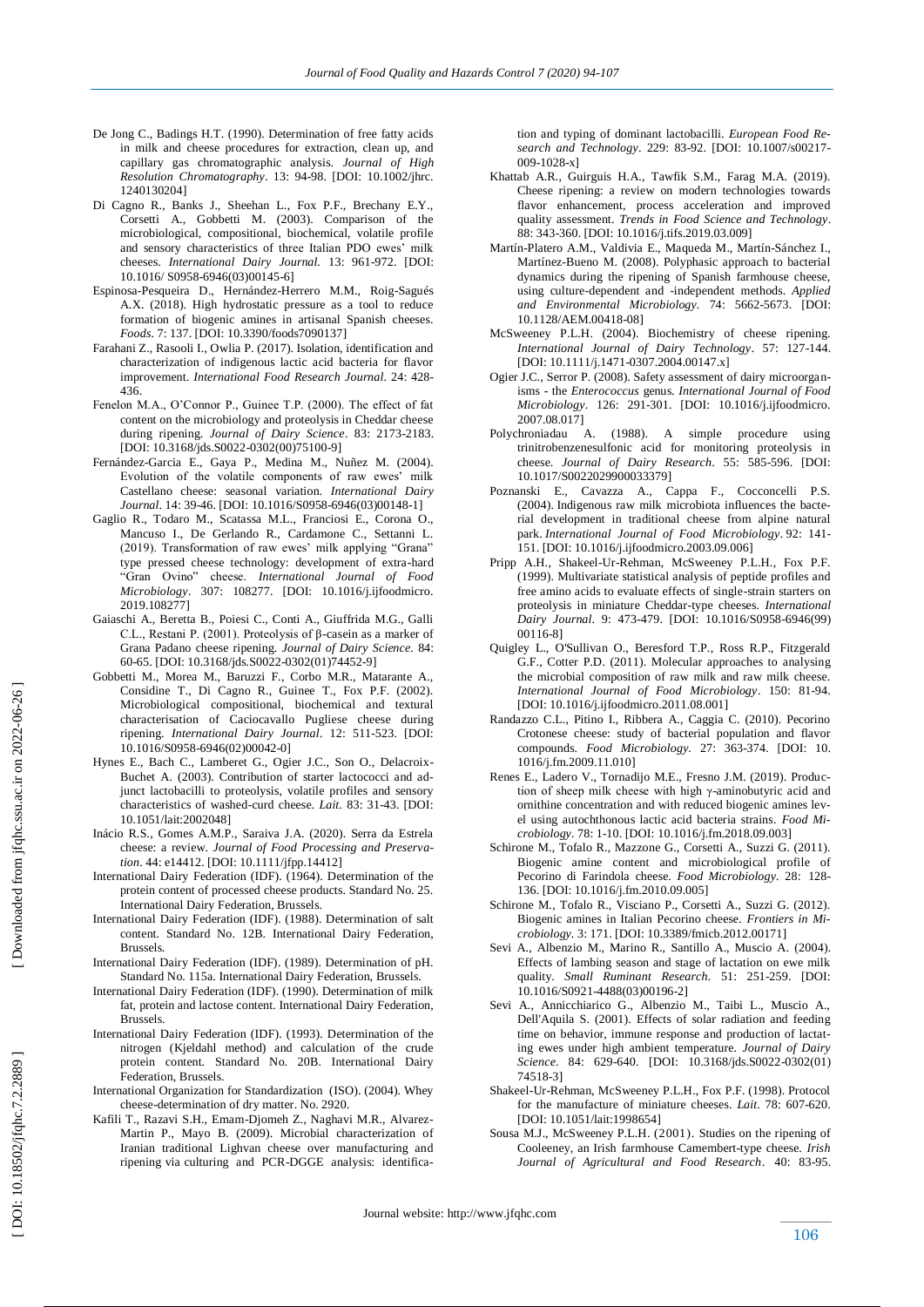De Jong C., Badings H.T. (1990). Determination of free fatty acids in milk and cheese procedures for extraction, clean up, and capillary gas chromatographic analysis. *Journal of High Resolution Chromatography*. 13: 94-98. [DOI: 10.1002/jhrc.1240130204]

Di Cagno R., Banks J., Sheehan L., Fox P.F., Brechany E.Y., Corsetti A., Gobbetti M. (2003). Comparison of the microbiological, compositional, biochemical, volatile profile and sensory characteristics of three Italian PDO ewes' milk cheeses. *International Dairy Journal*. 13: 961-972. [DOI: 10.1016/ S0958-6946(03)00145-6]

Espinosa-Pesqueira D., Hernández-Herrero M.M., Roig-Sagués A.X. (2018). High hydrostatic pressure as a tool to reduce formation of biogenic amines in artisanal Spanish cheeses. *Foods*. 7: 137. [DOI: 10.3390/foods7090137]

Farahani Z., Rasooli I., Owlia P. (2017). Isolation, identification and characterization of indigenous lactic acid bacteria for flavor improvement. *International Food Research Journal*. 24: 428-436.

Fenelon M.A., O'Connor P., Guinee T.P. (2000). The effect of fat content on the microbiology and proteolysis in Cheddar cheese during ripening. *Journal of Dairy Science*. 83: 2173-2183. [DOI: 10.3168/jds.S0022-0302(00)75100-9]

Fernández-Garcia E., Gaya P., Medina M., Nuñez M. (2004). Evolution of the volatile components of raw ewes' milk Castellano cheese: seasonal variation. *International Dairy Journal*. 14: 39-46. [DOI: 10.1016/S0958-6946(03)00148-1]

Gaglio R., Todaro M., Scatassa M.L., Franciosi E., Corona O., Mancuso I., De Gerlando R., Cardamone C., Settanni L. (2019). Transformation of raw ewes' milk applying "Grana" type pressed cheese technology: development of extra-hard "Gran Ovino" cheese. *International Journal of Food Microbiology*. 307: 108277. [DOI: 10.1016/j.ijfoodmicro.2019.108277]

Gaiaschi A., Beretta B., Poiesi C., Conti A., Giuffrida M.G., Galli C.L., Restani P. (2001). Proteolysis of β-casein as a marker of Grana Padano cheese ripening. *Journal of Dairy Science*. 84: 60-65. [DOI: 10.3168/jds.S0022-0302(01)74452-9]

Gobbetti M., Morea M., Baruzzi F., Corbo M.R., Matarante A., Considine T., Di Cagno R., Guinee T., Fox P.F. (2002). Microbiological compositional, biochemical and textural characterisation of Caciocavallo Pugliese cheese during ripening. *International Dairy Journal*. 12: 511-523. [DOI: 10.1016/S0958-6946(02)00042-0]

Hynes E., Bach C., Lamberet G., Ogier J.C., Son O., Delacroix-Buchet A. (2003). Contribution of starter lactococci and adjunct lactobacilli to proteolysis, volatile profiles and sensory characteristics of washed-curd cheese. *Lait*. 83: 31-43. [DOI: 10.1051/lait:2002048]

Inácio R.S., Gomes A.M.P., Saraiva J.A. (2020). Serra da Estrela cheese: a review. *Journal of Food Processing and Preservation*. 44: e14412. [DOI: 10.1111/jfpp.14412]

International Dairy Federation (IDF). (1964). Determination of the protein content of processed cheese products. Standard No. 25. International Dairy Federation, Brussels.

International Dairy Federation (IDF). (1988). Determination of salt content. Standard No. 12B. International Dairy Federation, Brussels.

International Dairy Federation (IDF). (1989). Determination of pH. Standard No. 115a. International Dairy Federation, Brussels.

International Dairy Federation (IDF). (1990). Determination of milk fat, protein and lactose content. International Dairy Federation, Brussels.

International Dairy Federation (IDF). (1993). Determination of the nitrogen (Kjeldahl method) and calculation of the crude protein content. Standard No. 20B. International Dairy Federation, Brussels.

International Organization for Standardization (ISO). (2004). Whey cheese-determination of dry matter. No. 2920.

Kafili T., Razavi S.H., Emam-Djomeh Z., Naghavi M.R., Alvarez-Martin P., Mayo B. (2009). Microbial characterization of Iranian traditional Lighvan cheese over manufacturing and ripening via culturing and PCR-DGGE analysis: identification and typing of dominant lactobacilli. *European Food Research and Technology*. 229: 83-92. [DOI: 10.1007/s00217-009-1028-x]

Khattab A.R., Guirguis H.A., Tawfik S.M., Farag M.A. (2019). Cheese ripening: a review on modern technologies towards flavor enhancement, process acceleration and improved quality assessment. *Trends in Food Science and Technology*. 88: 343-360. [DOI: 10.1016/j.tifs.2019.03.009]

Martín-Platero A.M., Valdivia E., Maqueda M., Martín-Sánchez I., Martínez-Bueno M. (2008). Polyphasic approach to bacterial dynamics during the ripening of Spanish farmhouse cheese, using culture-dependent and -independent methods. *Applied and Environmental Microbiology*. 74: 5662-5673. [DOI: 10.1128/AEM.00418-08]

McSweeney P.L.H. (2004). Biochemistry of cheese ripening. *International Journal of Dairy Technology*. 57: 127-144. [DOI: 10.1111/j.1471-0307.2004.00147.x]

Ogier J.C., Serror P. (2008). Safety assessment of dairy microorganisms - the *Enterococcus* genus. *International Journal of Food Microbiology*. 126: 291-301. [DOI: 10.1016/j.ijfoodmicro.2007.08.017]

Polychroniadau A. (1988). A simple procedure using trinitrobenzenesulfonic acid for monitoring proteolysis in cheese. *Journal of Dairy Research*. 55: 585-596. [DOI: 10.1017/S0022029900033379]

Poznanski E., Cavazza A., Cappa F., Cocconcelli P.S. (2004). Indigenous raw milk microbiota influences the bacterial development in traditional cheese from alpine natural park. *International Journal of Food Microbiology*. 92: 141-151. [DOI: 10.1016/j.ijfoodmicro.2003.09.006]

Pripp A.H., Shakeel-Ur-Rehman, McSweeney P.L.H., Fox P.F. (1999). Multivariate statistical analysis of peptide profiles and free amino acids to evaluate effects of single-strain starters on proteolysis in miniature Cheddar-type cheeses. *International Dairy Journal*. 9: 473-479. [DOI: 10.1016/S0958-6946(99)00116-8]

Quigley L., O'Sullivan O., Beresford T.P., Ross R.P., Fitzgerald G.F., Cotter P.D. (2011). Molecular approaches to analysing the microbial composition of raw milk and raw milk cheese. *International Journal of Food Microbiology*. 150: 81-94. [DOI: 10.1016/j.ijfoodmicro.2011.08.001]

Randazzo C.L., Pitino I., Ribbera A., Caggia C. (2010). Pecorino Crotonese cheese: study of bacterial population and flavor compounds. *Food Microbiology*. 27: 363-374. [DOI: 10.1016/j.fm.2009.11.010]

Renes E., Ladero V., Tornadijo M.E., Fresno J.M. (2019). Production of sheep milk cheese with high γ-aminobutyric acid and ornithine concentration and with reduced biogenic amines level using autochthonous lactic acid bacteria strains. *Food Microbiology*. 78: 1-10. [DOI: 10.1016/j.fm.2018.09.003]

Schirone M., Tofalo R., Mazzone G., Corsetti A., Suzzi G. (2011). Biogenic amine content and microbiological profile of Pecorino di Farindola cheese. *Food Microbiology*. 28: 128-136. [DOI: 10.1016/j.fm.2010.09.005]

Schirone M., Tofalo R., Visciano P., Corsetti A., Suzzi G. (2012). Biogenic amines in Italian Pecorino cheese. *Frontiers in Microbiology*. 3: 171. [DOI: 10.3389/fmicb.2012.00171]

Sevi A., Albenzio M., Marino R., Santillo A., Muscio A. (2004). Effects of lambing season and stage of lactation on ewe milk quality. *Small Ruminant Research*. 51: 251-259. [DOI: 10.1016/S0921-4488(03)00196-2]

Sevi A., Annicchiarico G., Albenzio M., Taibi L., Muscio A., Dell'Aquila S. (2001). Effects of solar radiation and feeding time on behavior, immune response and production of lactating ewes under high ambient temperature. *Journal of Dairy Science*. 84: 629-640. [DOI: 10.3168/jds.S0022-0302(01)74518-3]

Shakeel-Ur-Rehman, McSweeney P.L.H., Fox P.F. (1998). Protocol for the manufacture of miniature cheeses. *Lait*. 78: 607-620. [DOI: 10.1051/lait:1998654]

Sousa M.J., McSweeney P.L.H. (2001). Studies on the ripening of Cooleeney, an Irish farmhouse Camembert-type cheese. *Irish Journal of Agricultural and Food Research*. 40: 83-95.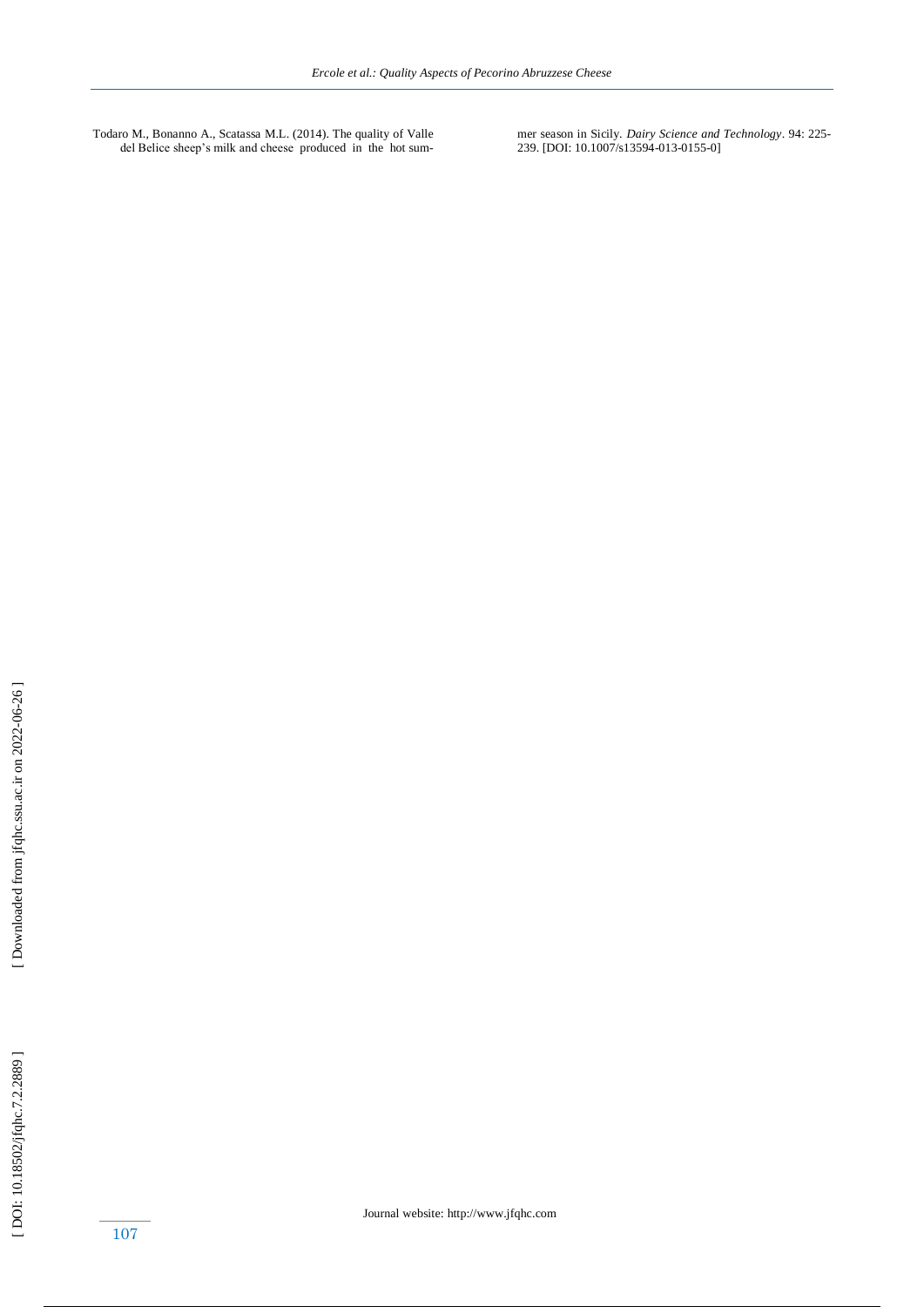Todaro M., Bonanno A., Scatassa M.L. (2014). The quality of Valle del Belice sheep's milk and cheese produced in the hot summer season in Sicily. *Dairy Science and Technology*. 94: 225-239. [DOI: 10.1007/s13594-013-0155-0]